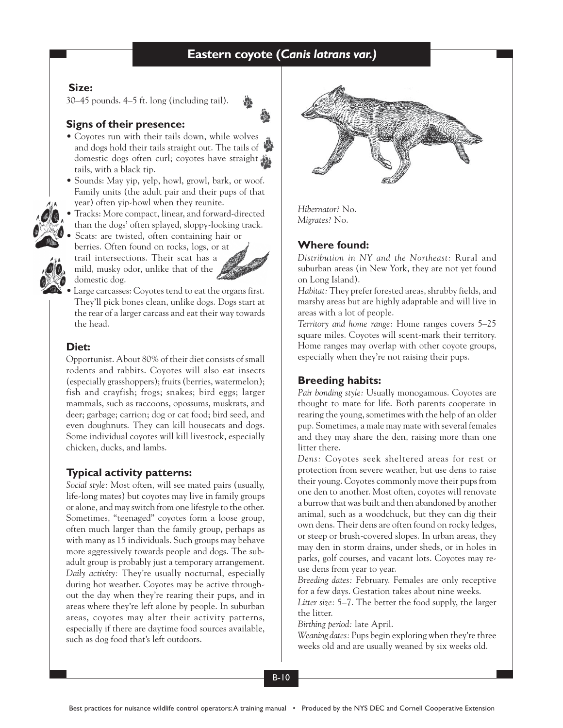# Eastern coyote (*Canis latrans var.)*

### Size:

30–45 pounds. 4–5 ft. long (including tail).

### Signs of their presence:

- Coyotes run with their tails down, while wolves and dogs hold their tails straight out. The tails of domestic dogs often curl; coyotes have straight tails, with a black tip.
- Sounds: May yip, yelp, howl, growl, bark, or woof. Family units (the adult pair and their pups of that year) often yip-howl when they reunite.
- Tracks: More compact, linear, and forward-directed than the dogs' often splayed, sloppy-looking track.
- Scats: are twisted, often containing hair or berries. Often found on rocks, logs, or at trail intersections. Their scat has a mild, musky odor, unlike that of the domestic dog.
- Large carcasses: Coyotes tend to eat the organs first. They'll pick bones clean, unlike dogs. Dogs start at the rear of a larger carcass and eat their way towards the head.

### Diet:

Opportunist. About 80% of their diet consists of small rodents and rabbits. Coyotes will also eat insects (especially grasshoppers); fruits (berries, watermelon); fish and crayfish; frogs; snakes; bird eggs; larger mammals, such as raccoons, opossums, muskrats, and deer; garbage; carrion; dog or cat food; bird seed, and even doughnuts. They can kill housecats and dogs. Some individual coyotes will kill livestock, especially chicken, ducks, and lambs.

### Typical activity patterns:

*Social style:* Most often, will see mated pairs (usually, life-long mates) but coyotes may live in family groups or alone, and may switch from one lifestyle to the other. Sometimes, "teenaged" coyotes form a loose group, often much larger than the family group, perhaps as with many as 15 individuals. Such groups may behave more aggressively towards people and dogs. The sub-adult group is probably just a temporary arrangement.
*Daily activity:* They're usually nocturnal, especially during hot weather. Coyotes may be active throughout the day when they're rearing their pups, and in areas where they're left alone by people. In suburban areas, coyotes may alter their activity patterns, especially if there are daytime food sources available, such as dog food that's left outdoors.

*Hibernator?* No.
*Migrates?* No.

### Where found:

*Distribution in NY and the Northeast:* Rural and suburban areas (in New York, they are not yet found on Long Island).
*Habitat:* They prefer forested areas, shrubby fields, and marshy areas but are highly adaptable and will live in areas with a lot of people.
*Territory and home range:* Home ranges covers 5–25 square miles. Coyotes will scent-mark their territory. Home ranges may overlap with other coyote groups, especially when they're not raising their pups.

### Breeding habits:

*Pair bonding style:* Usually monogamous. Coyotes are thought to mate for life. Both parents cooperate in rearing the young, sometimes with the help of an older pup. Sometimes, a male may mate with several females and they may share the den, raising more than one litter there.
*Dens:* Coyotes seek sheltered areas for rest or protection from severe weather, but use dens to raise their young. Coyotes commonly move their pups from one den to another. Most often, coyotes will renovate a burrow that was built and then abandoned by another animal, such as a woodchuck, but they can dig their own dens. Their dens are often found on rocky ledges, or steep or brush-covered slopes. In urban areas, they may den in storm drains, under sheds, or in holes in parks, golf courses, and vacant lots. Coyotes may re-use dens from year to year.
*Breeding dates:* February. Females are only receptive for a few days. Gestation takes about nine weeks.
*Litter size:* 5–7. The better the food supply, the larger the litter.
*Birthing period:* late April.
*Weaning dates:* Pups begin exploring when they're three weeks old and are usually weaned by six weeks old.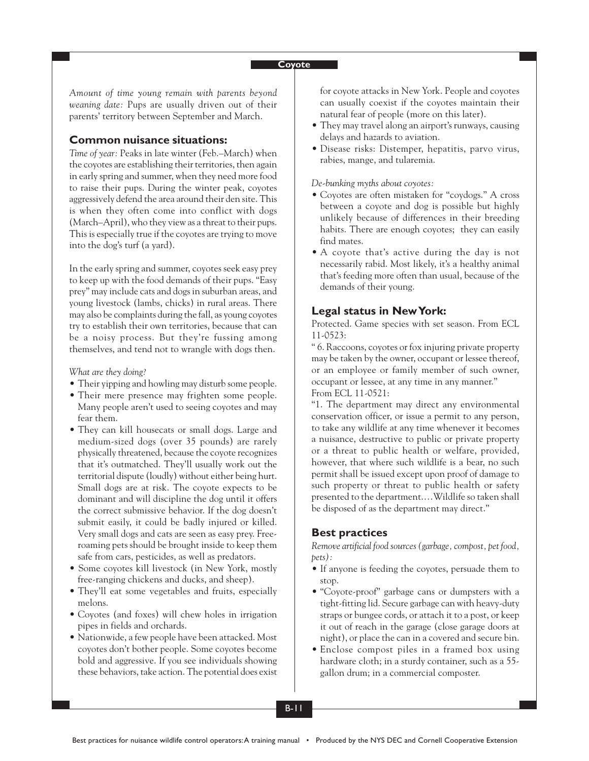*Amount of time young remain with parents beyond weaning date:* Pups are usually driven out of their parents' territory between September and March.

## Common nuisance situations:

*Time of year:* Peaks in late winter (Feb.–March) when the coyotes are establishing their territories, then again in early spring and summer, when they need more food to raise their pups. During the winter peak, coyotes aggressively defend the area around their den site. This is when they often come into conflict with dogs (March–April), who they view as a threat to their pups. This is especially true if the coyotes are trying to move into the dog's turf (a yard).

In the early spring and summer, coyotes seek easy prey to keep up with the food demands of their pups. "Easy prey" may include cats and dogs in suburban areas, and young livestock (lambs, chicks) in rural areas. There may also be complaints during the fall, as young coyotes try to establish their own territories, because that can be a noisy process. But they're fussing among themselves, and tend not to wrangle with dogs then.

*What are they doing?*

- Their yipping and howling may disturb some people.
- Their mere presence may frighten some people. Many people aren't used to seeing coyotes and may fear them.
- They can kill housecats or small dogs. Large and medium-sized dogs (over 35 pounds) are rarely physically threatened, because the coyote recognizes that it's outmatched. They'll usually work out the territorial dispute (loudly) without either being hurt. Small dogs are at risk. The coyote expects to be dominant and will discipline the dog until it offers the correct submissive behavior. If the dog doesn't submit easily, it could be badly injured or killed. Very small dogs and cats are seen as easy prey. Free-roaming pets should be brought inside to keep them safe from cars, pesticides, as well as predators.
- Some coyotes kill livestock (in New York, mostly free-ranging chickens and ducks, and sheep).
- They'll eat some vegetables and fruits, especially melons.
- Coyotes (and foxes) will chew holes in irrigation pipes in fields and orchards.
- Nationwide, a few people have been attacked. Most coyotes don't bother people. Some coyotes become bold and aggressive. If you see individuals showing these behaviors, take action. The potential does exist for coyote attacks in New York. People and coyotes can usually coexist if the coyotes maintain their natural fear of people (more on this later).
- They may travel along an airport's runways, causing delays and hazards to aviation.
- Disease risks: Distemper, hepatitis, parvo virus, rabies, mange, and tularemia.

*De-bunking myths about coyotes:*

- Coyotes are often mistaken for "coydogs." A cross between a coyote and dog is possible but highly unlikely because of differences in their breeding habits. There are enough coyotes; they can easily find mates.
- A coyote that's active during the day is not necessarily rabid. Most likely, it's a healthy animal that's feeding more often than usual, because of the demands of their young.

## Legal status in New York:

Protected. Game species with set season. From ECL 11-0523:

" 6. Raccoons, coyotes or fox injuring private property may be taken by the owner, occupant or lessee thereof, or an employee or family member of such owner, occupant or lessee, at any time in any manner."

From ECL 11-0521:

"1. The department may direct any environmental conservation officer, or issue a permit to any person, to take any wildlife at any time whenever it becomes a nuisance, destructive to public or private property or a threat to public health or welfare, provided, however, that where such wildlife is a bear, no such permit shall be issued except upon proof of damage to such property or threat to public health or safety presented to the department.…Wildlife so taken shall be disposed of as the department may direct."

## Best practices

*Remove artificial food sources (garbage, compost, pet food, pets):*

- If anyone is feeding the coyotes, persuade them to stop.
- "Coyote-proof" garbage cans or dumpsters with a tight-fitting lid. Secure garbage can with heavy-duty straps or bungee cords, or attach it to a post, or keep it out of reach in the garage (close garage doors at night), or place the can in a covered and secure bin.
- Enclose compost piles in a framed box using hardware cloth; in a sturdy container, such as a 55-gallon drum; in a commercial composter.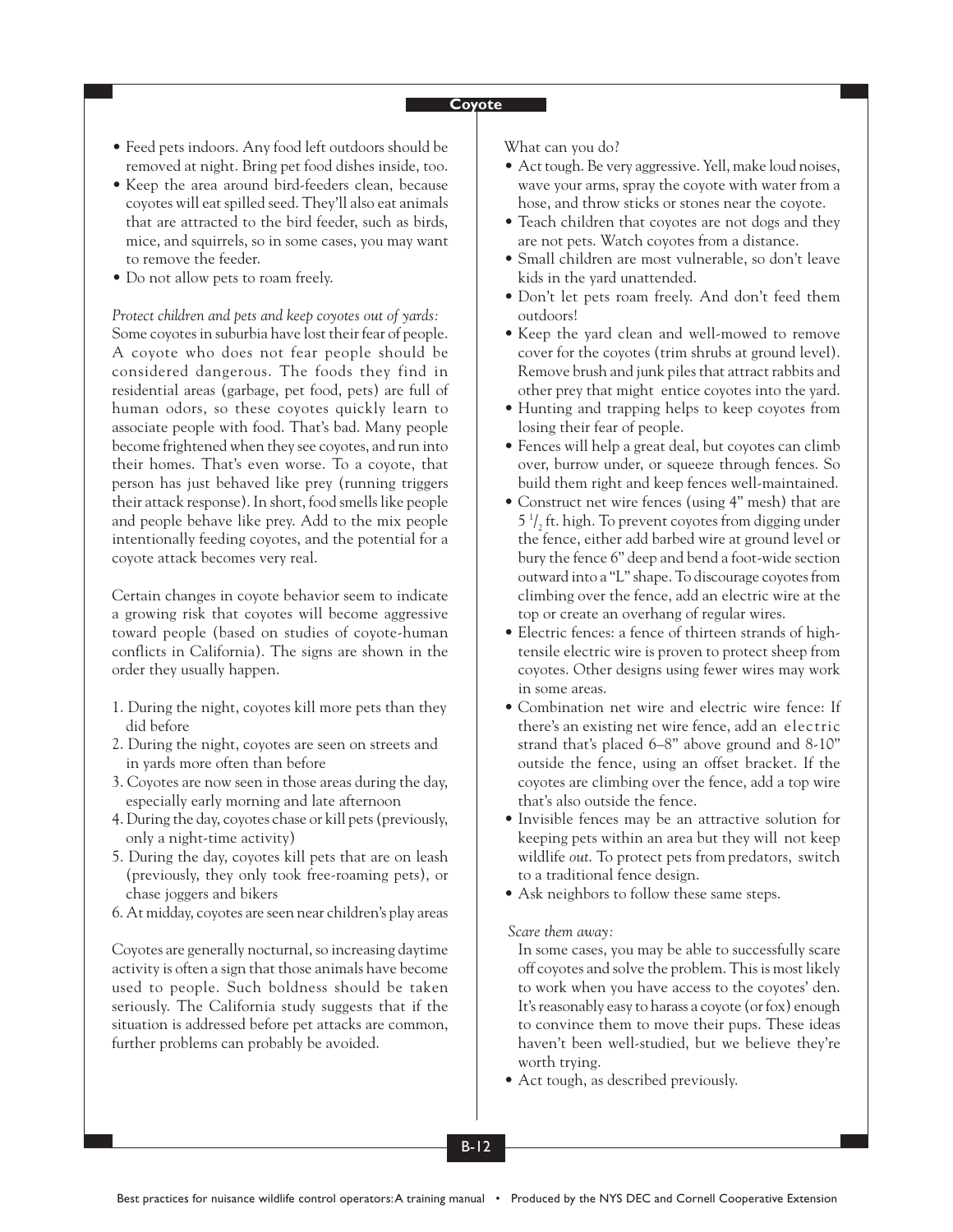- Feed pets indoors. Any food left outdoors should be removed at night. Bring pet food dishes inside, too.
- Keep the area around bird-feeders clean, because coyotes will eat spilled seed. They'll also eat animals that are attracted to the bird feeder, such as birds, mice, and squirrels, so in some cases, you may want to remove the feeder.
- Do not allow pets to roam freely.

*Protect children and pets and keep coyotes out of yards:* Some coyotes in suburbia have lost their fear of people. A coyote who does not fear people should be considered dangerous. The foods they find in residential areas (garbage, pet food, pets) are full of human odors, so these coyotes quickly learn to associate people with food. That's bad. Many people become frightened when they see coyotes, and run into their homes. That's even worse. To a coyote, that person has just behaved like prey (running triggers their attack response). In short, food smells like people and people behave like prey. Add to the mix people intentionally feeding coyotes, and the potential for a coyote attack becomes very real.

Certain changes in coyote behavior seem to indicate a growing risk that coyotes will become aggressive toward people (based on studies of coyote-human conflicts in California). The signs are shown in the order they usually happen.

1. During the night, coyotes kill more pets than they did before
2. During the night, coyotes are seen on streets and in yards more often than before
3. Coyotes are now seen in those areas during the day, especially early morning and late afternoon
4. During the day, coyotes chase or kill pets (previously, only a night-time activity)
5. During the day, coyotes kill pets that are on leash (previously, they only took free-roaming pets), or chase joggers and bikers
6. At midday, coyotes are seen near children's play areas

Coyotes are generally nocturnal, so increasing daytime activity is often a sign that those animals have become used to people. Such boldness should be taken seriously. The California study suggests that if the situation is addressed before pet attacks are common, further problems can probably be avoided.

What can you do?

- Act tough. Be very aggressive. Yell, make loud noises, wave your arms, spray the coyote with water from a hose, and throw sticks or stones near the coyote.
- Teach children that coyotes are not dogs and they are not pets. Watch coyotes from a distance.
- Small children are most vulnerable, so don't leave kids in the yard unattended.
- Don't let pets roam freely. And don't feed them outdoors!
- Keep the yard clean and well-mowed to remove cover for the coyotes (trim shrubs at ground level). Remove brush and junk piles that attract rabbits and other prey that might entice coyotes into the yard.
- Hunting and trapping helps to keep coyotes from losing their fear of people.
- Fences will help a great deal, but coyotes can climb over, burrow under, or squeeze through fences. So build them right and keep fences well-maintained.
- Construct net wire fences (using 4" mesh) that are 5 ½ ft. high. To prevent coyotes from digging under the fence, either add barbed wire at ground level or bury the fence 6" deep and bend a foot-wide section outward into a "L" shape. To discourage coyotes from climbing over the fence, add an electric wire at the top or create an overhang of regular wires.
- Electric fences: a fence of thirteen strands of high-tensile electric wire is proven to protect sheep from coyotes. Other designs using fewer wires may work in some areas.
- Combination net wire and electric wire fence: If there's an existing net wire fence, add an electric strand that's placed 6–8" above ground and 8-10" outside the fence, using an offset bracket. If the coyotes are climbing over the fence, add a top wire that's also outside the fence.
- Invisible fences may be an attractive solution for keeping pets within an area but they will not keep wildlife *out*. To protect pets from predators, switch to a traditional fence design.
- Ask neighbors to follow these same steps.

*Scare them away:*

In some cases, you may be able to successfully scare off coyotes and solve the problem. This is most likely to work when you have access to the coyotes' den. It's reasonably easy to harass a coyote (or fox) enough to convince them to move their pups. These ideas haven't been well-studied, but we believe they're worth trying.

- Act tough, as described previously.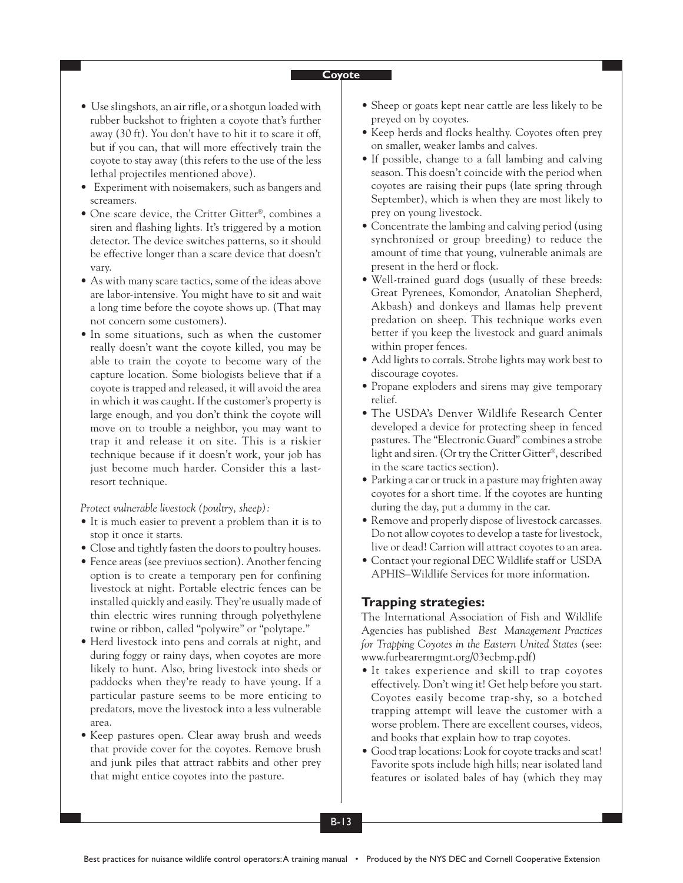- Use slingshots, an air rifle, or a shotgun loaded with rubber buckshot to frighten a coyote that's further away (30 ft). You don't have to hit it to scare it off, but if you can, that will more effectively train the coyote to stay away (this refers to the use of the less lethal projectiles mentioned above).
- Experiment with noisemakers, such as bangers and screamers.
- One scare device, the Critter Gitter®, combines a siren and flashing lights. It's triggered by a motion detector. The device switches patterns, so it should be effective longer than a scare device that doesn't vary.
- As with many scare tactics, some of the ideas above are labor-intensive. You might have to sit and wait a long time before the coyote shows up. (That may not concern some customers).
- In some situations, such as when the customer really doesn't want the coyote killed, you may be able to train the coyote to become wary of the capture location. Some biologists believe that if a coyote is trapped and released, it will avoid the area in which it was caught. If the customer's property is large enough, and you don't think the coyote will move on to trouble a neighbor, you may want to trap it and release it on site. This is a riskier technique because if it doesn't work, your job has just become much harder. Consider this a last-resort technique.

*Protect vulnerable livestock (poultry, sheep):*

- It is much easier to prevent a problem than it is to stop it once it starts.
- Close and tightly fasten the doors to poultry houses.
- Fence areas (see previuos section). Another fencing option is to create a temporary pen for confining livestock at night. Portable electric fences can be installed quickly and easily. They're usually made of thin electric wires running through polyethylene twine or ribbon, called "polywire" or "polytape."
- Herd livestock into pens and corrals at night, and during foggy or rainy days, when coyotes are more likely to hunt. Also, bring livestock into sheds or paddocks when they're ready to have young. If a particular pasture seems to be more enticing to predators, move the livestock into a less vulnerable area.
- Keep pastures open. Clear away brush and weeds that provide cover for the coyotes. Remove brush and junk piles that attract rabbits and other prey that might entice coyotes into the pasture.
- Sheep or goats kept near cattle are less likely to be preyed on by coyotes.
- Keep herds and flocks healthy. Coyotes often prey on smaller, weaker lambs and calves.
- If possible, change to a fall lambing and calving season. This doesn't coincide with the period when coyotes are raising their pups (late spring through September), which is when they are most likely to prey on young livestock.
- Concentrate the lambing and calving period (using synchronized or group breeding) to reduce the amount of time that young, vulnerable animals are present in the herd or flock.
- Well-trained guard dogs (usually of these breeds: Great Pyrenees, Komondor, Anatolian Shepherd, Akbash) and donkeys and llamas help prevent predation on sheep. This technique works even better if you keep the livestock and guard animals within proper fences.
- Add lights to corrals. Strobe lights may work best to discourage coyotes.
- Propane exploders and sirens may give temporary relief.
- The USDA's Denver Wildlife Research Center developed a device for protecting sheep in fenced pastures. The "Electronic Guard" combines a strobe light and siren. (Or try the Critter Gitter®, described in the scare tactics section).
- Parking a car or truck in a pasture may frighten away coyotes for a short time. If the coyotes are hunting during the day, put a dummy in the car.
- Remove and properly dispose of livestock carcasses. Do not allow coyotes to develop a taste for livestock, live or dead! Carrion will attract coyotes to an area.
- Contact your regional DEC Wildlife staff or USDA APHIS–Wildlife Services for more information.

## Trapping strategies:

The International Association of Fish and Wildlife Agencies has published *Best Management Practices for Trapping Coyotes in the Eastern United States* (see: www.furbearermgmt.org/03ecbmp.pdf)

- It takes experience and skill to trap coyotes effectively. Don't wing it! Get help before you start. Coyotes easily become trap-shy, so a botched trapping attempt will leave the customer with a worse problem. There are excellent courses, videos, and books that explain how to trap coyotes.
- Good trap locations: Look for coyote tracks and scat! Favorite spots include high hills; near isolated land features or isolated bales of hay (which they may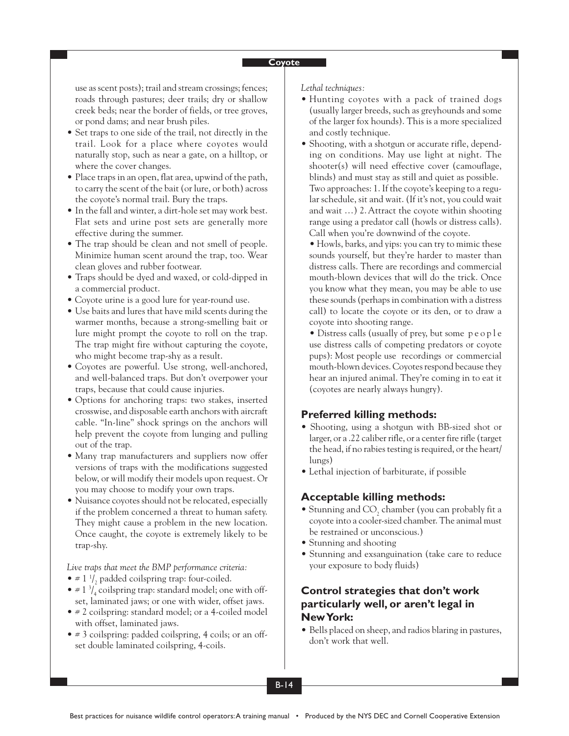use as scent posts); trail and stream crossings; fences; roads through pastures; deer trails; dry or shallow creek beds; near the border of fields, or tree groves, or pond dams; and near brush piles.

- Set traps to one side of the trail, not directly in the trail. Look for a place where coyotes would naturally stop, such as near a gate, on a hilltop, or where the cover changes.
- Place traps in an open, flat area, upwind of the path, to carry the scent of the bait (or lure, or both) across the coyote's normal trail. Bury the traps.
- In the fall and winter, a dirt-hole set may work best. Flat sets and urine post sets are generally more effective during the summer.
- The trap should be clean and not smell of people. Minimize human scent around the trap, too. Wear clean gloves and rubber footwear.
- Traps should be dyed and waxed, or cold-dipped in a commercial product.
- Coyote urine is a good lure for year-round use.
- Use baits and lures that have mild scents during the warmer months, because a strong-smelling bait or lure might prompt the coyote to roll on the trap. The trap might fire without capturing the coyote, who might become trap-shy as a result.
- Coyotes are powerful. Use strong, well-anchored, and well-balanced traps. But don't overpower your traps, because that could cause injuries.
- Options for anchoring traps: two stakes, inserted crosswise, and disposable earth anchors with aircraft cable. "In-line" shock springs on the anchors will help prevent the coyote from lunging and pulling out of the trap.
- Many trap manufacturers and suppliers now offer versions of traps with the modifications suggested below, or will modify their models upon request. Or you may choose to modify your own traps.
- Nuisance coyotes should not be relocated, especially if the problem concerned a threat to human safety. They might cause a problem in the new location. Once caught, the coyote is extremely likely to be trap-shy.

*Live traps that meet the BMP performance criteria:*

- # 1 1/2 padded coilspring trap: four-coiled.
- # 1 3/4 coilspring trap: standard model; one with offset, laminated jaws; or one with wider, offset jaws.
- # 2 coilspring: standard model; or a 4-coiled model with offset, laminated jaws.
- # 3 coilspring: padded coilspring, 4 coils; or an offset double laminated coilspring, 4-coils.

*Lethal techniques:*

- Hunting coyotes with a pack of trained dogs (usually larger breeds, such as greyhounds and some of the larger fox hounds). This is a more specialized and costly technique.
- Shooting, with a shotgun or accurate rifle, depending on conditions. May use light at night. The shooter(s) will need effective cover (camouflage, blinds) and must stay as still and quiet as possible. Two approaches: 1. If the coyote's keeping to a regular schedule, sit and wait. (If it's not, you could wait and wait …) 2. Attract the coyote within shooting range using a predator call (howls or distress calls). Call when you're downwind of the coyote.
  - Howls, barks, and yips: you can try to mimic these sounds yourself, but they're harder to master than distress calls. There are recordings and commercial mouth-blown devices that will do the trick. Once you know what they mean, you may be able to use these sounds (perhaps in combination with a distress call) to locate the coyote or its den, or to draw a coyote into shooting range.
  - Distress calls (usually of prey, but some people use distress calls of competing predators or coyote pups): Most people use recordings or commercial mouth-blown devices. Coyotes respond because they hear an injured animal. They're coming in to eat it (coyotes are nearly always hungry).

## Preferred killing methods:

- Shooting, using a shotgun with BB-sized shot or larger, or a .22 caliber rifle, or a center fire rifle (target the head, if no rabies testing is required, or the heart/lungs)
- Lethal injection of barbiturate, if possible

## Acceptable killing methods:

- Stunning and $CO_2$ chamber (you can probably fit a coyote into a cooler-sized chamber. The animal must be restrained or unconscious.)
- Stunning and shooting
- Stunning and exsanguination (take care to reduce your exposure to body fluids)

## Control strategies that don't work particularly well, or aren't legal in New York:

- Bells placed on sheep, and radios blaring in pastures, don't work that well.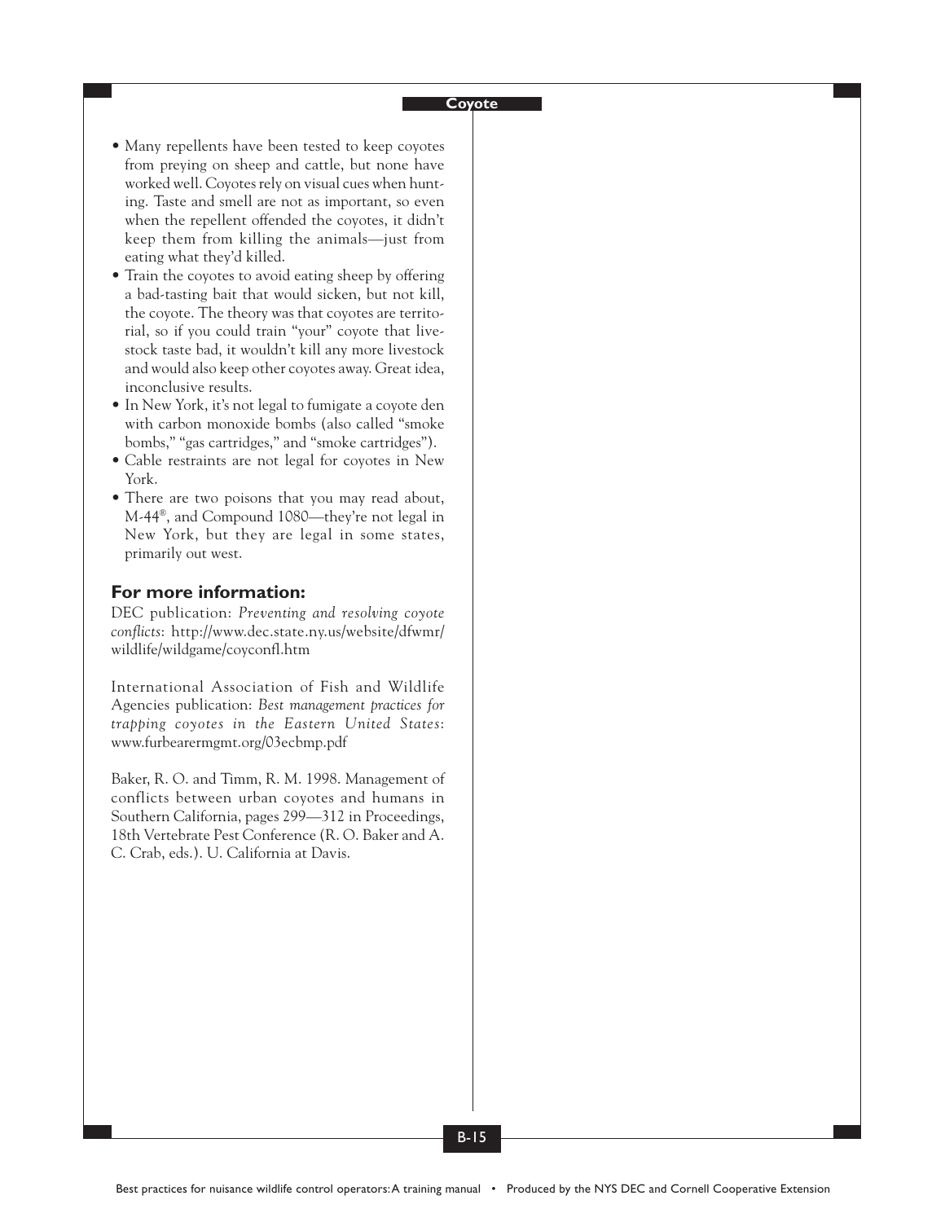- Many repellents have been tested to keep coyotes from preying on sheep and cattle, but none have worked well. Coyotes rely on visual cues when hunting. Taste and smell are not as important, so even when the repellent offended the coyotes, it didn't keep them from killing the animals—just from eating what they'd killed.
- Train the coyotes to avoid eating sheep by offering a bad-tasting bait that would sicken, but not kill, the coyote. The theory was that coyotes are territorial, so if you could train "your" coyote that livestock taste bad, it wouldn't kill any more livestock and would also keep other coyotes away. Great idea, inconclusive results.
- In New York, it's not legal to fumigate a coyote den with carbon monoxide bombs (also called "smoke bombs," "gas cartridges," and "smoke cartridges").
- Cable restraints are not legal for coyotes in New York.
- There are two poisons that you may read about, M-44®, and Compound 1080—they're not legal in New York, but they are legal in some states, primarily out west.

## For more information:

DEC publication: *Preventing and resolving coyote conflicts*: http://www.dec.state.ny.us/website/dfwmr/wildlife/wildgame/coyconfl.htm

International Association of Fish and Wildlife Agencies publication: *Best management practices for trapping coyotes in the Eastern United States*: www.furbearermgmt.org/03ecbmp.pdf

Baker, R. O. and Timm, R. M. 1998. Management of conflicts between urban coyotes and humans in Southern California, pages 299—312 in Proceedings, 18th Vertebrate Pest Conference (R. O. Baker and A. C. Crab, eds.). U. California at Davis.